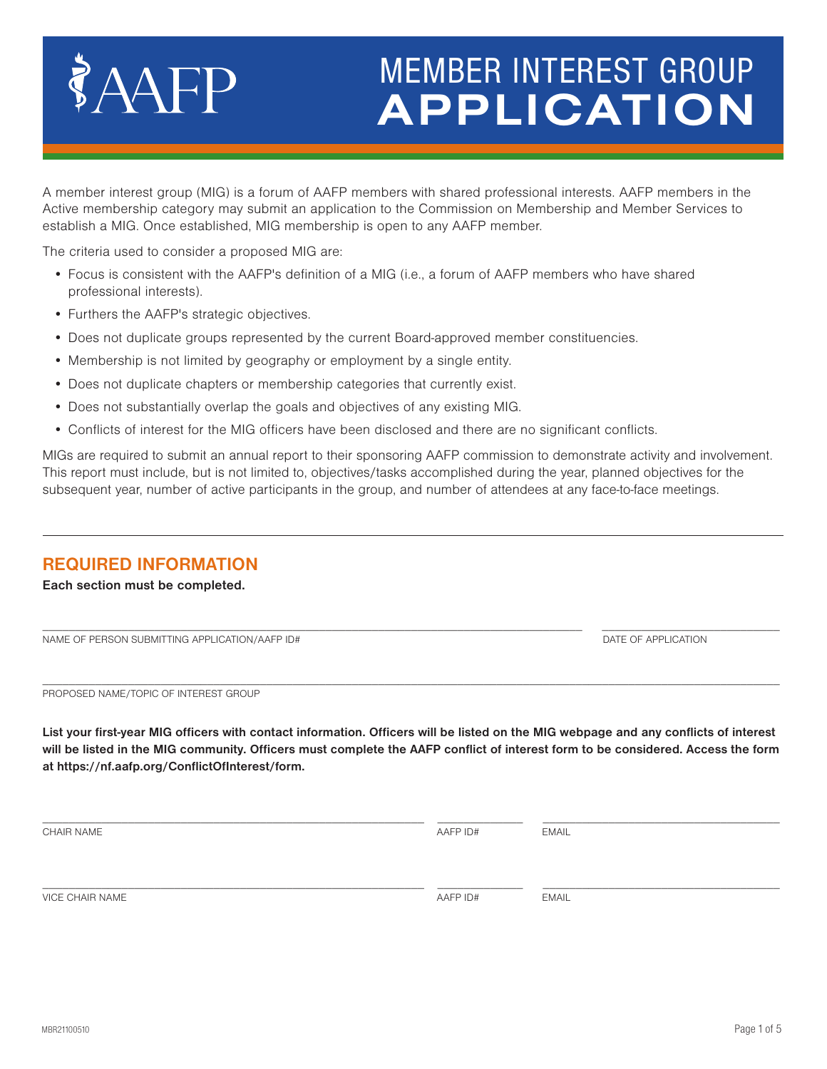# AAFP

# MEMBER INTEREST GROUP APPLICATION

A member interest group (MIG) is a forum of AAFP members with shared professional interests. AAFP members in the Active membership category may submit an application to the Commission on Membership and Member Services to establish a MIG. Once established, MIG membership is open to any AAFP member.

The criteria used to consider a proposed MIG are:

- Focus is consistent with the AAFP's definition of a MIG (i.e., a forum of AAFP members who have shared professional interests).
- Furthers the AAFP's strategic objectives.
- Does not duplicate groups represented by the current Board-approved member constituencies.
- Membership is not limited by geography or employment by a single entity.
- Does not duplicate chapters or membership categories that currently exist.
- Does not substantially overlap the goals and objectives of any existing MIG.
- Conflicts of interest for the MIG officers have been disclosed and there are no significant conflicts.

MIGs are required to submit an annual report to their sponsoring AAFP commission to demonstrate activity and involvement. This report must include, but is not limited to, objectives/tasks accomplished during the year, planned objectives for the subsequent year, number of active participants in the group, and number of attendees at any face-to-face meetings.

---

## REQUIRED INFORMATION

**Each section must be completed.**

______________________________________________ ______________________

NAME OF PERSON SUBMITTING APPLICATION/AAFP ID# DATE OF APPLICATION

______________________________________________________________________

PROPOSED NAME/TOPIC OF INTEREST GROUP

**List your first-year MIG officers with contact information. Officers will be listed on the MIG webpage and any conflicts of interest will be listed in the MIG community. Officers must complete the AAFP conflict of interest form to be considered. Access the form at https://nf.aafp.org/ConflictOfInterest/form.**

______________________________ __________ ____________________

CHAIR NAME AAFP ID# EMAIL

______________________________ __________ ____________________

VICE CHAIR NAME AAFP ID# EMAIL

MBR21100510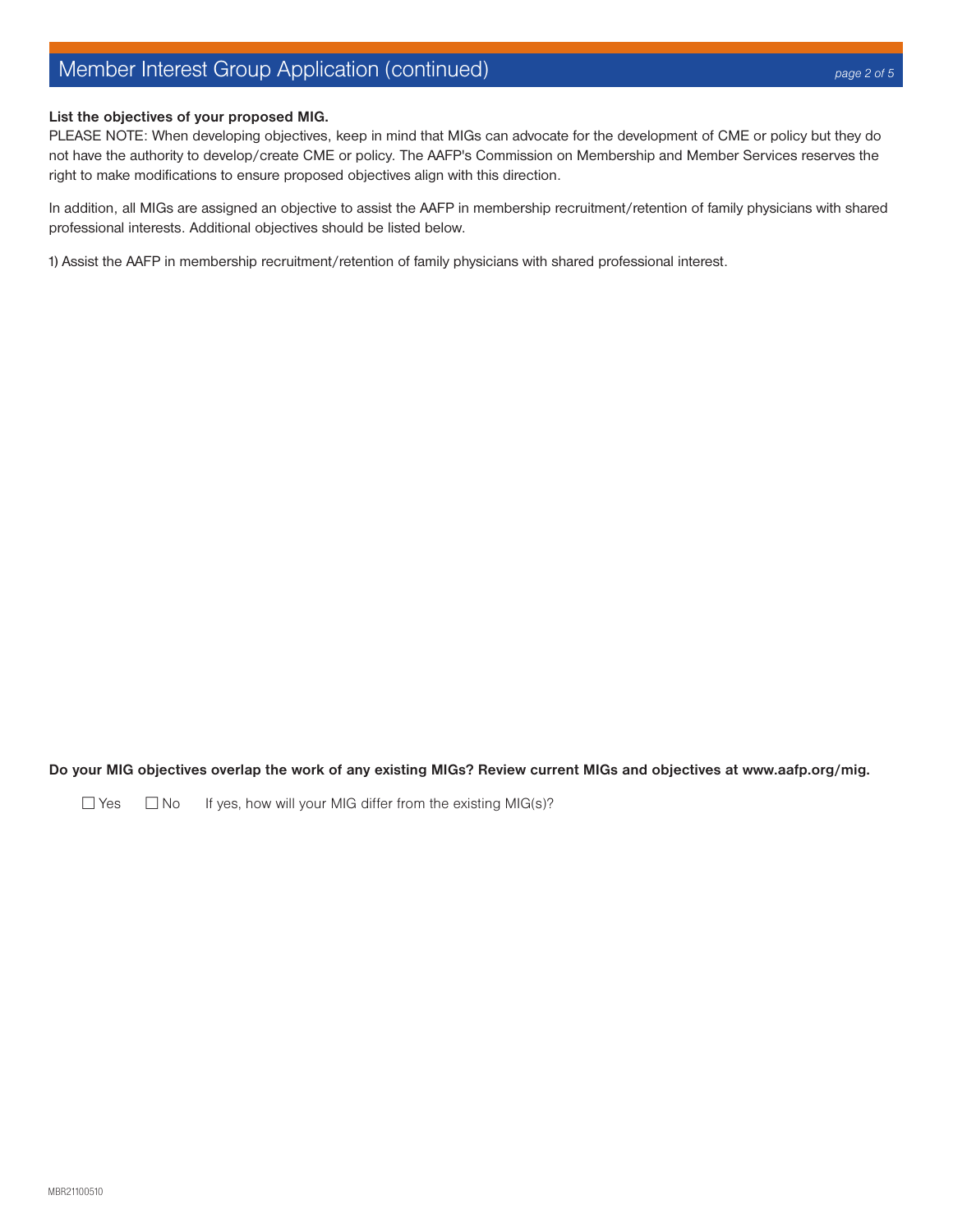## Member Interest Group Application (continued)

**List the objectives of your proposed MIG.**

PLEASE NOTE: When developing objectives, keep in mind that MIGs can advocate for the development of CME or policy but they do not have the authority to develop/create CME or policy. The AAFP's Commission on Membership and Member Services reserves the right to make modifications to ensure proposed objectives align with this direction.

In addition, all MIGs are assigned an objective to assist the AAFP in membership recruitment/retention of family physicians with shared professional interests. Additional objectives should be listed below.

1) Assist the AAFP in membership recruitment/retention of family physicians with shared professional interest.

**Do your MIG objectives overlap the work of any existing MIGs? Review current MIGs and objectives at www.aafp.org/mig.**

☐ Yes ☐ No If yes, how will your MIG differ from the existing MIG(s)?

MBR21100510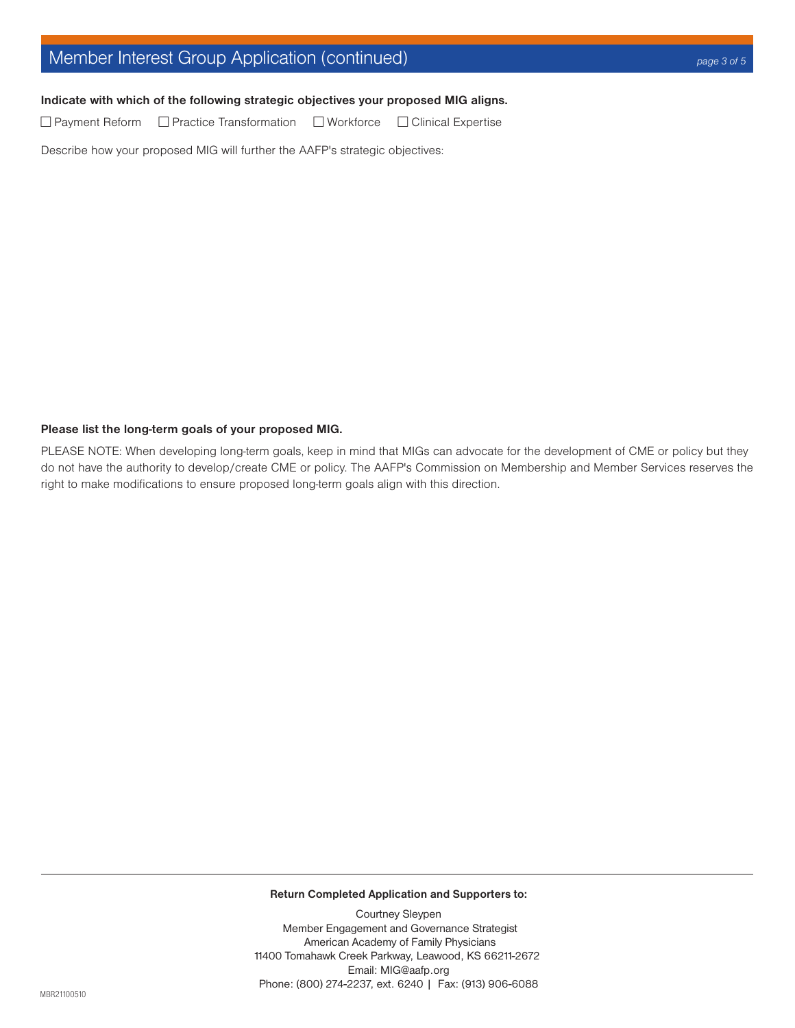## Member Interest Group Application (continued)

**Indicate with which of the following strategic objectives your proposed MIG aligns.**

☐ Payment Reform ☐ Practice Transformation ☐ Workforce ☐ Clinical Expertise

Describe how your proposed MIG will further the AAFP's strategic objectives:

**Please list the long-term goals of your proposed MIG.**

PLEASE NOTE: When developing long-term goals, keep in mind that MIGs can advocate for the development of CME or policy but they do not have the authority to develop/create CME or policy. The AAFP's Commission on Membership and Member Services reserves the right to make modifications to ensure proposed long-term goals align with this direction.

**Return Completed Application and Supporters to:**

Courtney Sleypen
Member Engagement and Governance Strategist
American Academy of Family Physicians
11400 Tomahawk Creek Parkway, Leawood, KS 66211-2672
Email: MIG@aafp.org
Phone: (800) 274-2237, ext. 6240 | Fax: (913) 906-6088

MBR21100510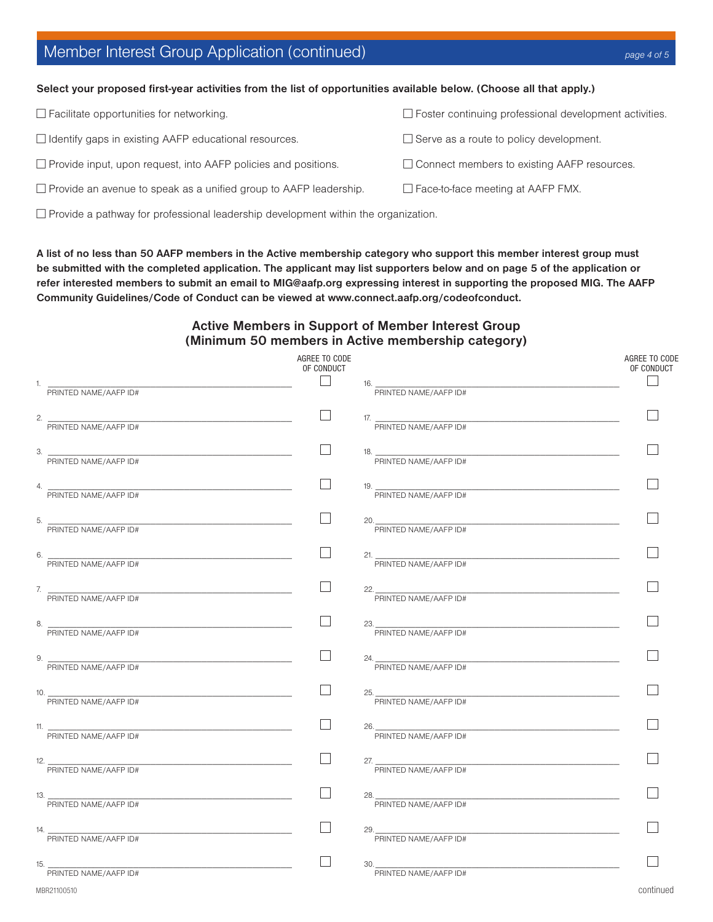## Member Interest Group Application (continued)

**Select your proposed first-year activities from the list of opportunities available below. (Choose all that apply.)**

- ☐ Facilitate opportunities for networking.
- ☐ Foster continuing professional development activities.
- ☐ Identify gaps in existing AAFP educational resources.
- ☐ Serve as a route to policy development.
- ☐ Provide input, upon request, into AAFP policies and positions.
- ☐ Connect members to existing AAFP resources.
- ☐ Provide an avenue to speak as a unified group to AAFP leadership.
- ☐ Face-to-face meeting at AAFP FMX.
- ☐ Provide a pathway for professional leadership development within the organization.

**A list of no less than 50 AAFP members in the Active membership category who support this member interest group must be submitted with the completed application. The applicant may list supporters below and on page 5 of the application or refer interested members to submit an email to MIG@aafp.org expressing interest in supporting the proposed MIG. The AAFP Community Guidelines/Code of Conduct can be viewed at www.connect.aafp.org/codeofconduct.**

### Active Members in Support of Member Interest Group (Minimum 50 members in Active membership category)

| # | PRINTED NAME/AAFP ID# | AGREE TO CODE OF CONDUCT |
|---|---|---|
| 1. | | ☐ |
| 2. | | ☐ |
| 3. | | ☐ |
| 4. | | ☐ |
| 5. | | ☐ |
| 6. | | ☐ |
| 7. | | ☐ |
| 8. | | ☐ |
| 9. | | ☐ |
| 10. | | ☐ |
| 11. | | ☐ |
| 12. | | ☐ |
| 13. | | ☐ |
| 14. | | ☐ |
| 15. | | ☐ |
| 16. | | ☐ |
| 17. | | ☐ |
| 18. | | ☐ |
| 19. | | ☐ |
| 20. | | ☐ |
| 21. | | ☐ |
| 22. | | ☐ |
| 23. | | ☐ |
| 24. | | ☐ |
| 25. | | ☐ |
| 26. | | ☐ |
| 27. | | ☐ |
| 28. | | ☐ |
| 29. | | ☐ |
| 30. | | ☐ |

MBR21100510

continued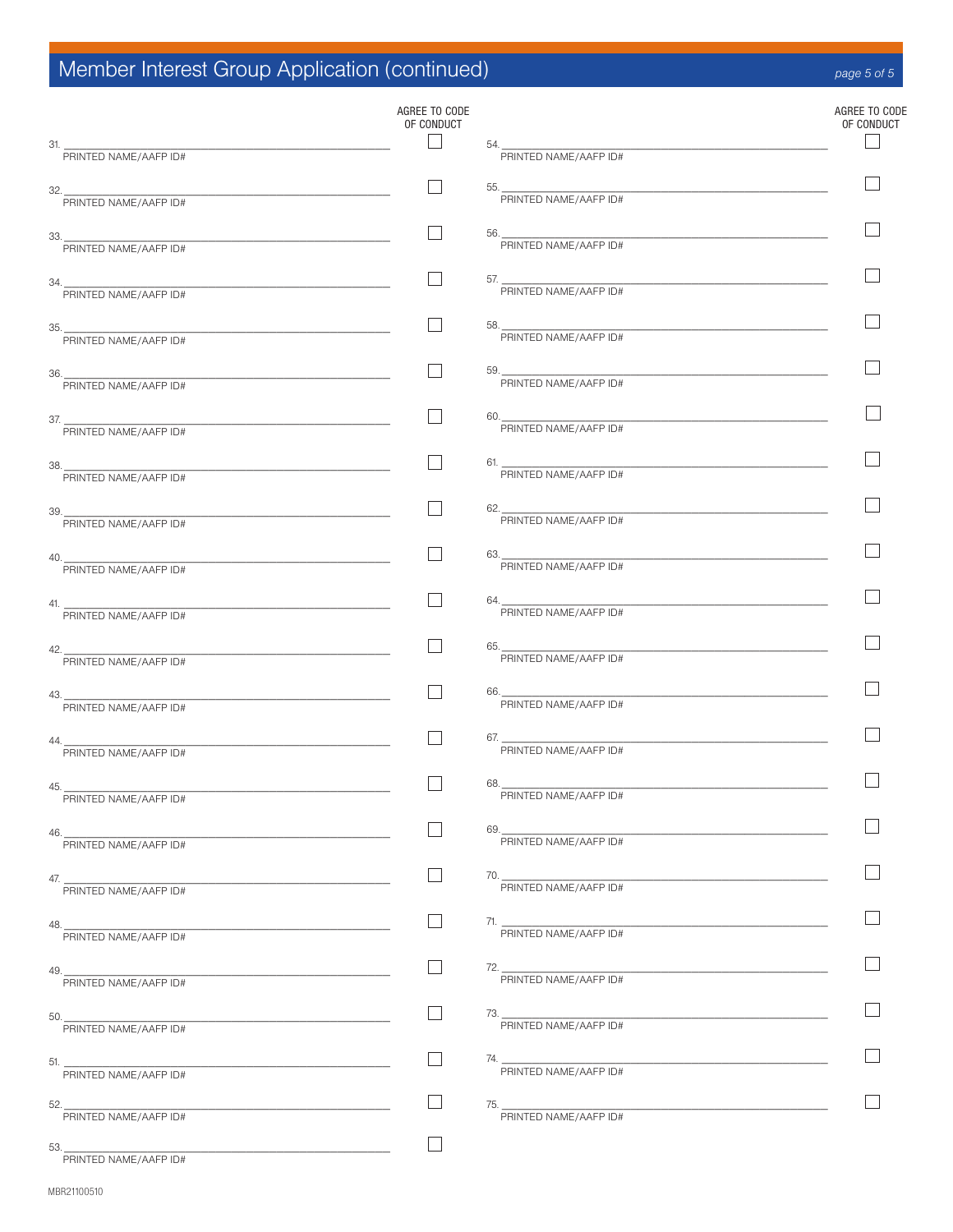# Member Interest Group Application (continued)

| | AGREE TO CODE OF CONDUCT |
|---|---|
| 31. ______________________ PRINTED NAME/AAFP ID# | ☐ |
| 32. ______________________ PRINTED NAME/AAFP ID# | ☐ |
| 33. ______________________ PRINTED NAME/AAFP ID# | ☐ |
| 34. ______________________ PRINTED NAME/AAFP ID# | ☐ |
| 35. ______________________ PRINTED NAME/AAFP ID# | ☐ |
| 36. ______________________ PRINTED NAME/AAFP ID# | ☐ |
| 37. ______________________ PRINTED NAME/AAFP ID# | ☐ |
| 38. ______________________ PRINTED NAME/AAFP ID# | ☐ |
| 39. ______________________ PRINTED NAME/AAFP ID# | ☐ |
| 40. ______________________ PRINTED NAME/AAFP ID# | ☐ |
| 41. ______________________ PRINTED NAME/AAFP ID# | ☐ |
| 42. ______________________ PRINTED NAME/AAFP ID# | ☐ |
| 43. ______________________ PRINTED NAME/AAFP ID# | ☐ |
| 44. ______________________ PRINTED NAME/AAFP ID# | ☐ |
| 45. ______________________ PRINTED NAME/AAFP ID# | ☐ |
| 46. ______________________ PRINTED NAME/AAFP ID# | ☐ |
| 47. ______________________ PRINTED NAME/AAFP ID# | ☐ |
| 48. ______________________ PRINTED NAME/AAFP ID# | ☐ |
| 49. ______________________ PRINTED NAME/AAFP ID# | ☐ |
| 50. ______________________ PRINTED NAME/AAFP ID# | ☐ |
| 51. ______________________ PRINTED NAME/AAFP ID# | ☐ |
| 52. ______________________ PRINTED NAME/AAFP ID# | ☐ |
| 53. ______________________ PRINTED NAME/AAFP ID# | ☐ |

| | AGREE TO CODE OF CONDUCT |
|---|---|
| 54. ______________________ PRINTED NAME/AAFP ID# | ☐ |
| 55. ______________________ PRINTED NAME/AAFP ID# | ☐ |
| 56. ______________________ PRINTED NAME/AAFP ID# | ☐ |
| 57. ______________________ PRINTED NAME/AAFP ID# | ☐ |
| 58. ______________________ PRINTED NAME/AAFP ID# | ☐ |
| 59. ______________________ PRINTED NAME/AAFP ID# | ☐ |
| 60. ______________________ PRINTED NAME/AAFP ID# | ☐ |
| 61. ______________________ PRINTED NAME/AAFP ID# | ☐ |
| 62. ______________________ PRINTED NAME/AAFP ID# | ☐ |
| 63. ______________________ PRINTED NAME/AAFP ID# | ☐ |
| 64. ______________________ PRINTED NAME/AAFP ID# | ☐ |
| 65. ______________________ PRINTED NAME/AAFP ID# | ☐ |
| 66. ______________________ PRINTED NAME/AAFP ID# | ☐ |
| 67. ______________________ PRINTED NAME/AAFP ID# | ☐ |
| 68. ______________________ PRINTED NAME/AAFP ID# | ☐ |
| 69. ______________________ PRINTED NAME/AAFP ID# | ☐ |
| 70. ______________________ PRINTED NAME/AAFP ID# | ☐ |
| 71. ______________________ PRINTED NAME/AAFP ID# | ☐ |
| 72. ______________________ PRINTED NAME/AAFP ID# | ☐ |
| 73. ______________________ PRINTED NAME/AAFP ID# | ☐ |
| 74. ______________________ PRINTED NAME/AAFP ID# | ☐ |
| 75. ______________________ PRINTED NAME/AAFP ID# | ☐ |

MBR21100510